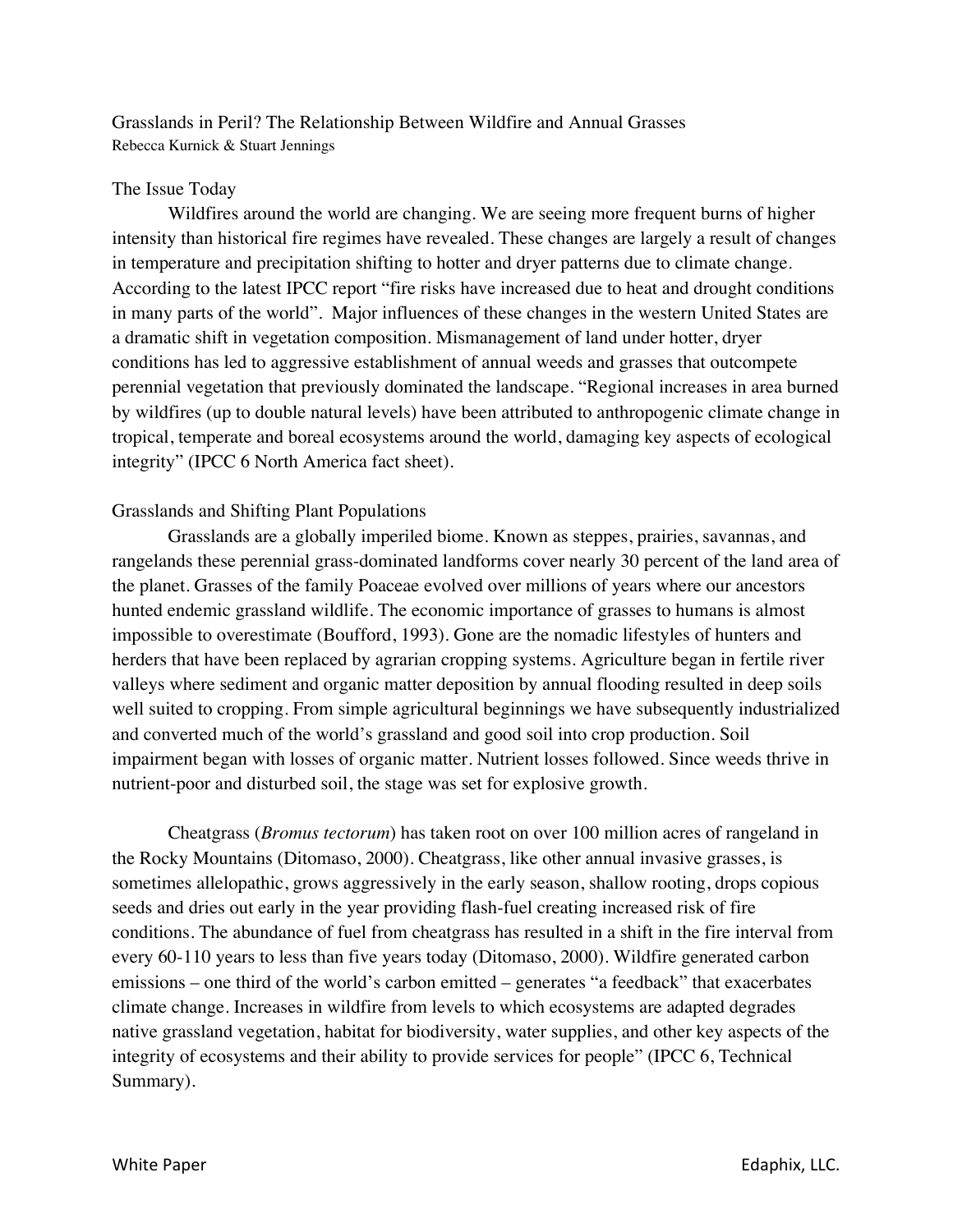# Grasslands in Peril? The Relationship Between Wildfire and Annual Grasses

Rebecca Kurnick & Stuart Jennings

## The Issue Today

Wildfires around the world are changing. We are seeing more frequent burns of higher intensity than historical fire regimes have revealed. These changes are largely a result of changes in temperature and precipitation shifting to hotter and dryer patterns due to climate change. According to the latest IPCC report "fire risks have increased due to heat and drought conditions in many parts of the world". Major influences of these changes in the western United States are a dramatic shift in vegetation composition. Mismanagement of land under hotter, dryer conditions has led to aggressive establishment of annual weeds and grasses that outcompete perennial vegetation that previously dominated the landscape. "Regional increases in area burned by wildfires (up to double natural levels) have been attributed to anthropogenic climate change in tropical, temperate and boreal ecosystems around the world, damaging key aspects of ecological integrity" (IPCC 6 North America fact sheet).

## Grasslands and Shifting Plant Populations

Grasslands are a globally imperiled biome. Known as steppes, prairies, savannas, and rangelands these perennial grass-dominated landforms cover nearly 30 percent of the land area of the planet. Grasses of the family Poaceae evolved over millions of years where our ancestors hunted endemic grassland wildlife. The economic importance of grasses to humans is almost impossible to overestimate (Boufford, 1993). Gone are the nomadic lifestyles of hunters and herders that have been replaced by agrarian cropping systems. Agriculture began in fertile river valleys where sediment and organic matter deposition by annual flooding resulted in deep soils well suited to cropping. From simple agricultural beginnings we have subsequently industrialized and converted much of the world's grassland and good soil into crop production. Soil impairment began with losses of organic matter. Nutrient losses followed. Since weeds thrive in nutrient-poor and disturbed soil, the stage was set for explosive growth.

Cheatgrass (*Bromus tectorum*) has taken root on over 100 million acres of rangeland in the Rocky Mountains (Ditomaso, 2000). Cheatgrass, like other annual invasive grasses, is sometimes allelopathic, grows aggressively in the early season, shallow rooting, drops copious seeds and dries out early in the year providing flash-fuel creating increased risk of fire conditions. The abundance of fuel from cheatgrass has resulted in a shift in the fire interval from every 60-110 years to less than five years today (Ditomaso, 2000). Wildfire generated carbon emissions – one third of the world's carbon emitted – generates "a feedback" that exacerbates climate change. Increases in wildfire from levels to which ecosystems are adapted degrades native grassland vegetation, habitat for biodiversity, water supplies, and other key aspects of the integrity of ecosystems and their ability to provide services for people" (IPCC 6, Technical Summary).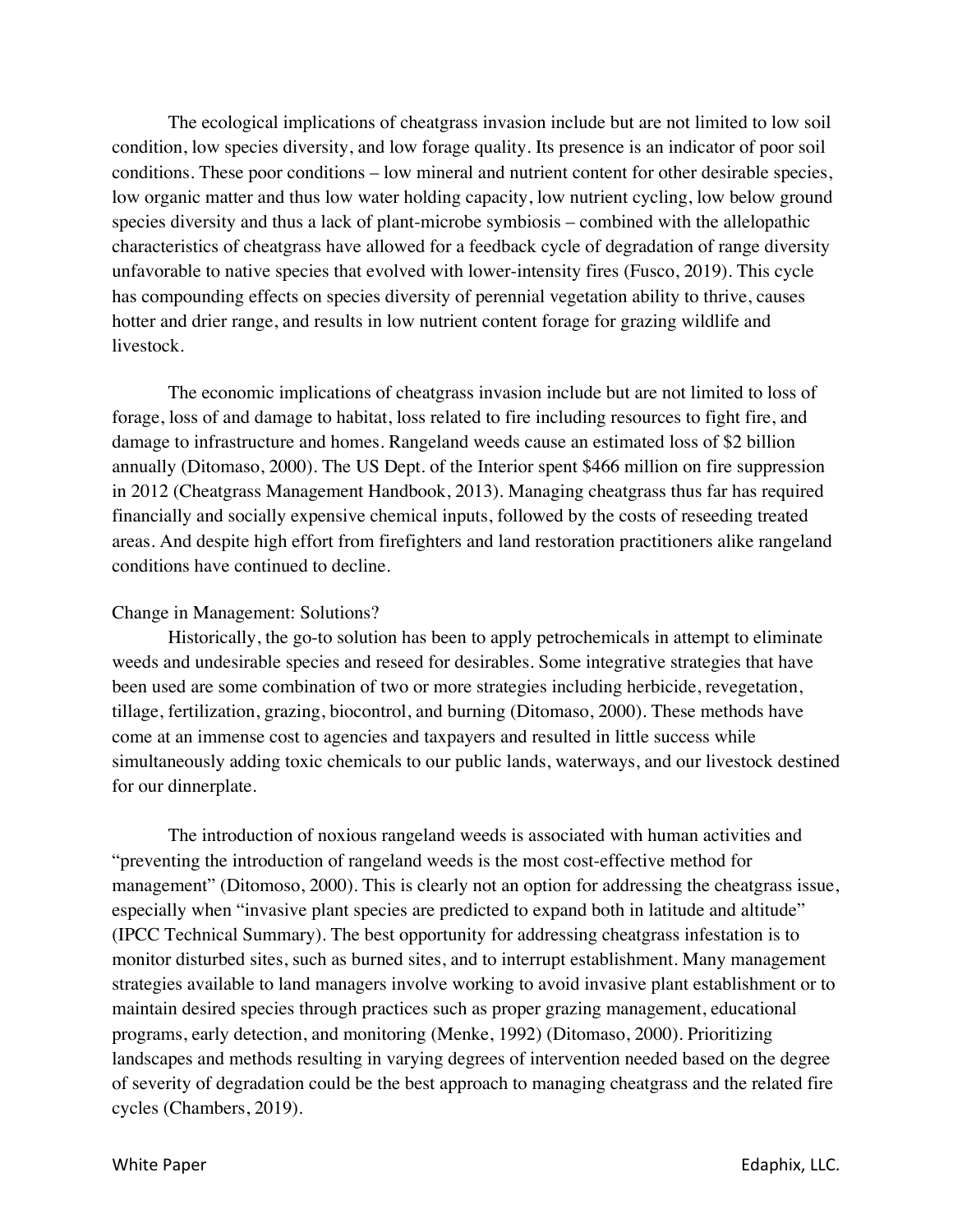The ecological implications of cheatgrass invasion include but are not limited to low soil condition, low species diversity, and low forage quality. Its presence is an indicator of poor soil conditions. These poor conditions – low mineral and nutrient content for other desirable species, low organic matter and thus low water holding capacity, low nutrient cycling, low below ground species diversity and thus a lack of plant-microbe symbiosis – combined with the allelopathic characteristics of cheatgrass have allowed for a feedback cycle of degradation of range diversity unfavorable to native species that evolved with lower-intensity fires (Fusco, 2019). This cycle has compounding effects on species diversity of perennial vegetation ability to thrive, causes hotter and drier range, and results in low nutrient content forage for grazing wildlife and livestock.

The economic implications of cheatgrass invasion include but are not limited to loss of forage, loss of and damage to habitat, loss related to fire including resources to fight fire, and damage to infrastructure and homes. Rangeland weeds cause an estimated loss of $2 billion annually (Ditomaso, 2000). The US Dept. of the Interior spent $466 million on fire suppression in 2012 (Cheatgrass Management Handbook, 2013). Managing cheatgrass thus far has required financially and socially expensive chemical inputs, followed by the costs of reseeding treated areas. And despite high effort from firefighters and land restoration practitioners alike rangeland conditions have continued to decline.

Change in Management: Solutions?

Historically, the go-to solution has been to apply petrochemicals in attempt to eliminate weeds and undesirable species and reseed for desirables. Some integrative strategies that have been used are some combination of two or more strategies including herbicide, revegetation, tillage, fertilization, grazing, biocontrol, and burning (Ditomaso, 2000). These methods have come at an immense cost to agencies and taxpayers and resulted in little success while simultaneously adding toxic chemicals to our public lands, waterways, and our livestock destined for our dinnerplate.

The introduction of noxious rangeland weeds is associated with human activities and "preventing the introduction of rangeland weeds is the most cost-effective method for management" (Ditomoso, 2000). This is clearly not an option for addressing the cheatgrass issue, especially when "invasive plant species are predicted to expand both in latitude and altitude" (IPCC Technical Summary). The best opportunity for addressing cheatgrass infestation is to monitor disturbed sites, such as burned sites, and to interrupt establishment. Many management strategies available to land managers involve working to avoid invasive plant establishment or to maintain desired species through practices such as proper grazing management, educational programs, early detection, and monitoring (Menke, 1992) (Ditomaso, 2000). Prioritizing landscapes and methods resulting in varying degrees of intervention needed based on the degree of severity of degradation could be the best approach to managing cheatgrass and the related fire cycles (Chambers, 2019).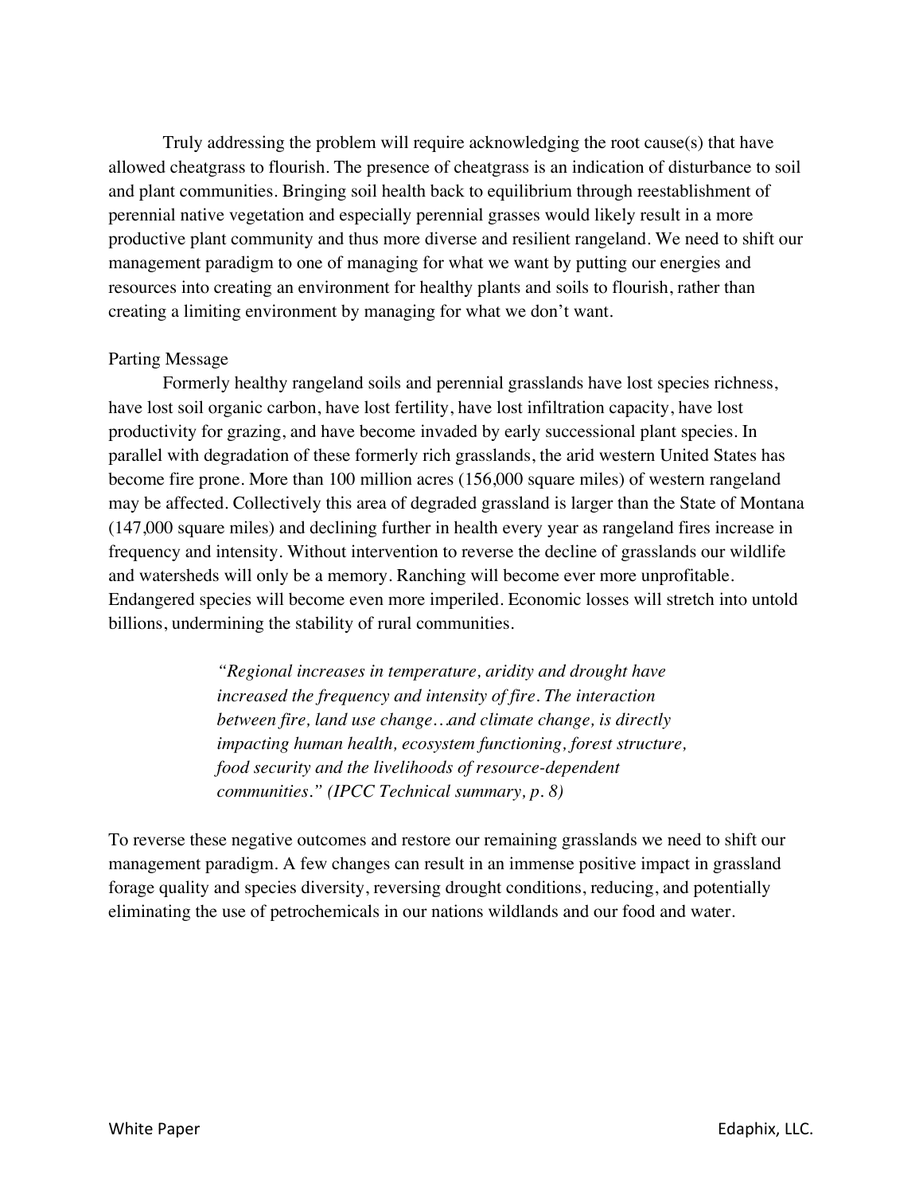Truly addressing the problem will require acknowledging the root cause(s) that have allowed cheatgrass to flourish. The presence of cheatgrass is an indication of disturbance to soil and plant communities. Bringing soil health back to equilibrium through reestablishment of perennial native vegetation and especially perennial grasses would likely result in a more productive plant community and thus more diverse and resilient rangeland. We need to shift our management paradigm to one of managing for what we want by putting our energies and resources into creating an environment for healthy plants and soils to flourish, rather than creating a limiting environment by managing for what we don't want.

## Parting Message

Formerly healthy rangeland soils and perennial grasslands have lost species richness, have lost soil organic carbon, have lost fertility, have lost infiltration capacity, have lost productivity for grazing, and have become invaded by early successional plant species. In parallel with degradation of these formerly rich grasslands, the arid western United States has become fire prone. More than 100 million acres (156,000 square miles) of western rangeland may be affected. Collectively this area of degraded grassland is larger than the State of Montana (147,000 square miles) and declining further in health every year as rangeland fires increase in frequency and intensity. Without intervention to reverse the decline of grasslands our wildlife and watersheds will only be a memory. Ranching will become ever more unprofitable. Endangered species will become even more imperiled. Economic losses will stretch into untold billions, undermining the stability of rural communities.

> *"Regional increases in temperature, aridity and drought have increased the frequency and intensity of fire. The interaction between fire, land use change…and climate change, is directly impacting human health, ecosystem functioning, forest structure, food security and the livelihoods of resource-dependent communities." (IPCC Technical summary, p. 8)*

To reverse these negative outcomes and restore our remaining grasslands we need to shift our management paradigm. A few changes can result in an immense positive impact in grassland forage quality and species diversity, reversing drought conditions, reducing, and potentially eliminating the use of petrochemicals in our nations wildlands and our food and water.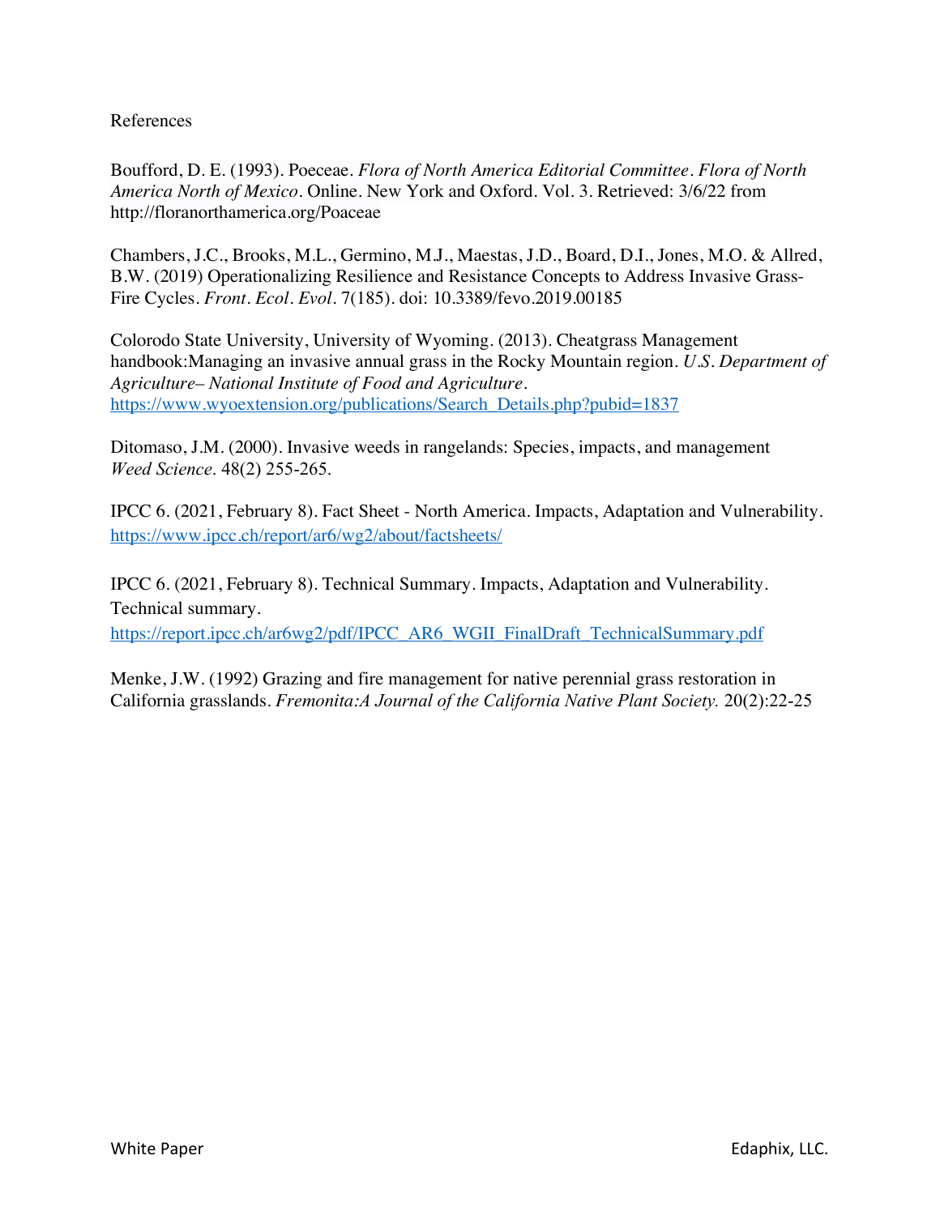References

Boufford, D. E. (1993). Poeceae. *Flora of North America Editorial Committee. Flora of North America North of Mexico*. Online. New York and Oxford. Vol. 3. Retrieved: 3/6/22 from http://floranorthamerica.org/Poaceae

Chambers, J.C., Brooks, M.L., Germino, M.J., Maestas, J.D., Board, D.I., Jones, M.O. & Allred, B.W. (2019) Operationalizing Resilience and Resistance Concepts to Address Invasive Grass-Fire Cycles. *Front. Ecol. Evol*. 7(185). doi: 10.3389/fevo.2019.00185

Colorodo State University, University of Wyoming. (2013). Cheatgrass Management handbook:Managing an invasive annual grass in the Rocky Mountain region. *U.S. Department of Agriculture– National Institute of Food and Agriculture*. https://www.wyoextension.org/publications/Search_Details.php?pubid=1837

Ditomaso, J.M. (2000). Invasive weeds in rangelands: Species, impacts, and management *Weed Science.* 48(2) 255-265.

IPCC 6. (2021, February 8). Fact Sheet - North America. Impacts, Adaptation and Vulnerability. https://www.ipcc.ch/report/ar6/wg2/about/factsheets/

IPCC 6. (2021, February 8). Technical Summary. Impacts, Adaptation and Vulnerability. Technical summary. https://report.ipcc.ch/ar6wg2/pdf/IPCC_AR6_WGII_FinalDraft_TechnicalSummary.pdf

Menke, J.W. (1992) Grazing and fire management for native perennial grass restoration in California grasslands. *Fremonita:A Journal of the California Native Plant Society.* 20(2):22-25